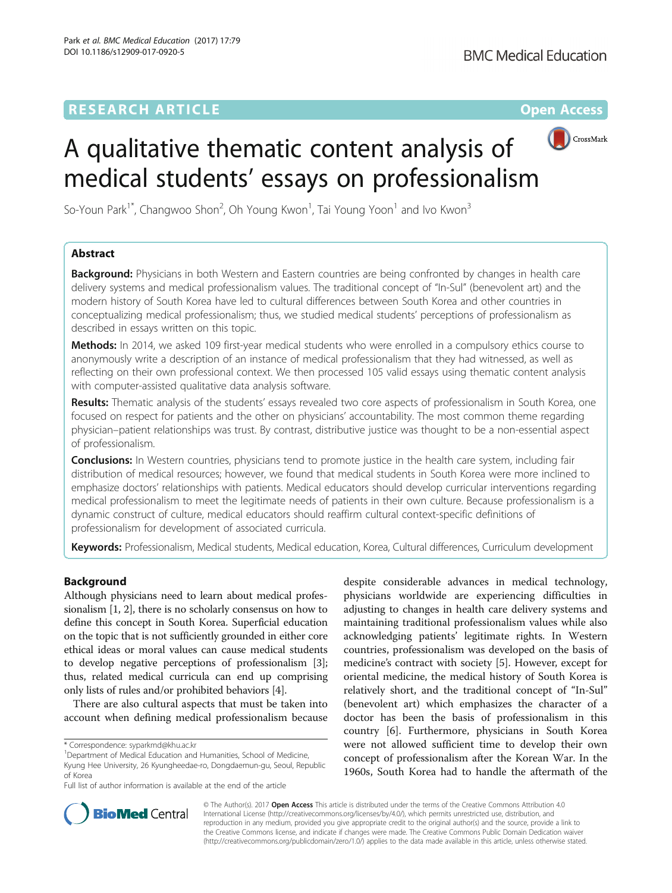RESEARCH ARTICLE

Open Access

# A qualitative thematic content analysis of medical students' essays on professionalism

So-Youn Park[1*], Changwoo Shon[2], Oh Young Kwon[1], Tai Young Yoon[1] and Ivo Kwon[3]

## Abstract

**Background:** Physicians in both Western and Eastern countries are being confronted by changes in health care delivery systems and medical professionalism values. The traditional concept of "In-Sul" (benevolent art) and the modern history of South Korea have led to cultural differences between South Korea and other countries in conceptualizing medical professionalism; thus, we studied medical students' perceptions of professionalism as described in essays written on this topic.

**Methods:** In 2014, we asked 109 first-year medical students who were enrolled in a compulsory ethics course to anonymously write a description of an instance of medical professionalism that they had witnessed, as well as reflecting on their own professional context. We then processed 105 valid essays using thematic content analysis with computer-assisted qualitative data analysis software.

**Results:** Thematic analysis of the students' essays revealed two core aspects of professionalism in South Korea, one focused on respect for patients and the other on physicians' accountability. The most common theme regarding physician–patient relationships was trust. By contrast, distributive justice was thought to be a non-essential aspect of professionalism.

**Conclusions:** In Western countries, physicians tend to promote justice in the health care system, including fair distribution of medical resources; however, we found that medical students in South Korea were more inclined to emphasize doctors' relationships with patients. Medical educators should develop curricular interventions regarding medical professionalism to meet the legitimate needs of patients in their own culture. Because professionalism is a dynamic construct of culture, medical educators should reaffirm cultural context-specific definitions of professionalism for development of associated curricula.

**Keywords:** Professionalism, Medical students, Medical education, Korea, Cultural differences, Curriculum development

## Background

Although physicians need to learn about medical professionalism [1, 2], there is no scholarly consensus on how to define this concept in South Korea. Superficial education on the topic that is not sufficiently grounded in either core ethical ideas or moral values can cause medical students to develop negative perceptions of professionalism [3]; thus, related medical curricula can end up comprising only lists of rules and/or prohibited behaviors [4].

There are also cultural aspects that must be taken into account when defining medical professionalism because despite considerable advances in medical technology, physicians worldwide are experiencing difficulties in adjusting to changes in health care delivery systems and maintaining traditional professionalism values while also acknowledging patients' legitimate rights. In Western countries, professionalism was developed on the basis of medicine's contract with society [5]. However, except for oriental medicine, the medical history of South Korea is relatively short, and the traditional concept of "In-Sul" (benevolent art) which emphasizes the character of a doctor has been the basis of professionalism in this country [6]. Furthermore, physicians in South Korea were not allowed sufficient time to develop their own concept of professionalism after the Korean War. In the 1960s, South Korea had to handle the aftermath of the

\* Correspondence: syparkmd@khu.ac.kr
[1]Department of Medical Education and Humanities, School of Medicine, Kyung Hee University, 26 Kyungheedae-ro, Dongdaemun-gu, Seoul, Republic of Korea
Full list of author information is available at the end of the article

© The Author(s). 2017 **Open Access** This article is distributed under the terms of the Creative Commons Attribution 4.0 International License (http://creativecommons.org/licenses/by/4.0/), which permits unrestricted use, distribution, and reproduction in any medium, provided you give appropriate credit to the original author(s) and the source, provide a link to the Creative Commons license, and indicate if changes were made. The Creative Commons Public Domain Dedication waiver (http://creativecommons.org/publicdomain/zero/1.0/) applies to the data made available in this article, unless otherwise stated.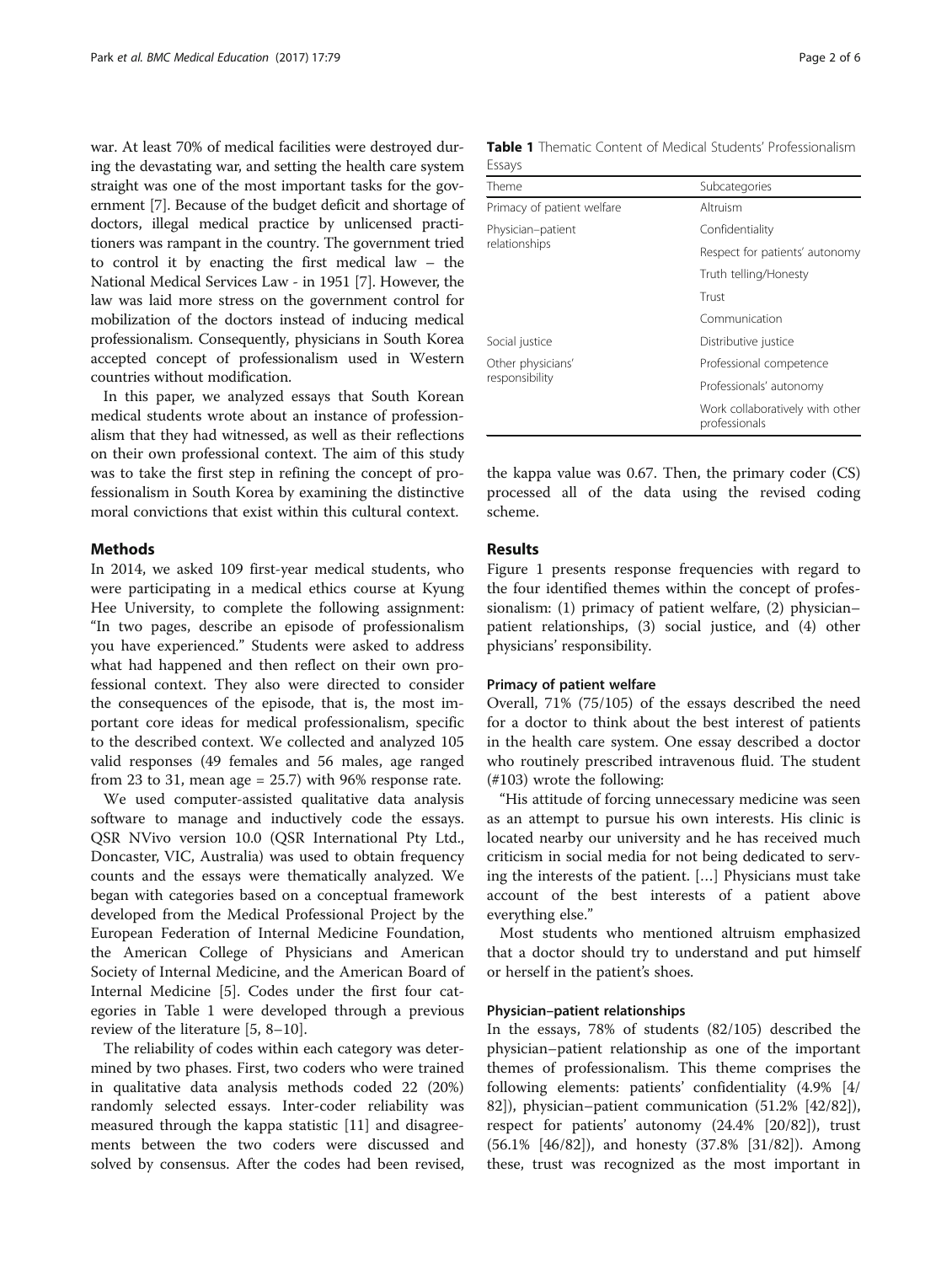war. At least 70% of medical facilities were destroyed during the devastating war, and setting the health care system straight was one of the most important tasks for the government [7]. Because of the budget deficit and shortage of doctors, illegal medical practice by unlicensed practitioners was rampant in the country. The government tried to control it by enacting the first medical law – the National Medical Services Law - in 1951 [7]. However, the law was laid more stress on the government control for mobilization of the doctors instead of inducing medical professionalism. Consequently, physicians in South Korea accepted concept of professionalism used in Western countries without modification.

In this paper, we analyzed essays that South Korean medical students wrote about an instance of professionalism that they had witnessed, as well as their reflections on their own professional context. The aim of this study was to take the first step in refining the concept of professionalism in South Korea by examining the distinctive moral convictions that exist within this cultural context.

## Methods

In 2014, we asked 109 first-year medical students, who were participating in a medical ethics course at Kyung Hee University, to complete the following assignment: "In two pages, describe an episode of professionalism you have experienced." Students were asked to address what had happened and then reflect on their own professional context. They also were directed to consider the consequences of the episode, that is, the most important core ideas for medical professionalism, specific to the described context. We collected and analyzed 105 valid responses (49 females and 56 males, age ranged from 23 to 31, mean age = 25.7) with 96% response rate.

We used computer-assisted qualitative data analysis software to manage and inductively code the essays. QSR NVivo version 10.0 (QSR International Pty Ltd., Doncaster, VIC, Australia) was used to obtain frequency counts and the essays were thematically analyzed. We began with categories based on a conceptual framework developed from the Medical Professional Project by the European Federation of Internal Medicine Foundation, the American College of Physicians and American Society of Internal Medicine, and the American Board of Internal Medicine [5]. Codes under the first four categories in Table 1 were developed through a previous review of the literature [5, 8–10].

The reliability of codes within each category was determined by two phases. First, two coders who were trained in qualitative data analysis methods coded 22 (20%) randomly selected essays. Inter-coder reliability was measured through the kappa statistic [11] and disagreements between the two coders were discussed and solved by consensus. After the codes had been revised, the kappa value was 0.67. Then, the primary coder (CS) processed all of the data using the revised coding scheme.

**Table 1** Thematic Content of Medical Students' Professionalism Essays

| Theme | Subcategories |
| --- | --- |
| Primacy of patient welfare | Altruism |
| Physician–patient relationships | Confidentiality |
| | Respect for patients' autonomy |
| | Truth telling/Honesty |
| | Trust |
| | Communication |
| Social justice | Distributive justice |
| Other physicians' responsibility | Professional competence |
| | Professionals' autonomy |
| | Work collaboratively with other professionals |

## Results

Figure 1 presents response frequencies with regard to the four identified themes within the concept of professionalism: (1) primacy of patient welfare, (2) physician–patient relationships, (3) social justice, and (4) other physicians' responsibility.

### Primacy of patient welfare

Overall, 71% (75/105) of the essays described the need for a doctor to think about the best interest of patients in the health care system. One essay described a doctor who routinely prescribed intravenous fluid. The student (#103) wrote the following:

"His attitude of forcing unnecessary medicine was seen as an attempt to pursue his own interests. His clinic is located nearby our university and he has received much criticism in social media for not being dedicated to serving the interests of the patient. […] Physicians must take account of the best interests of a patient above everything else."

Most students who mentioned altruism emphasized that a doctor should try to understand and put himself or herself in the patient's shoes.

### Physician–patient relationships

In the essays, 78% of students (82/105) described the physician–patient relationship as one of the important themes of professionalism. This theme comprises the following elements: patients' confidentiality (4.9% [4/82]), physician–patient communication (51.2% [42/82]), respect for patients' autonomy (24.4% [20/82]), trust (56.1% [46/82]), and honesty (37.8% [31/82]). Among these, trust was recognized as the most important in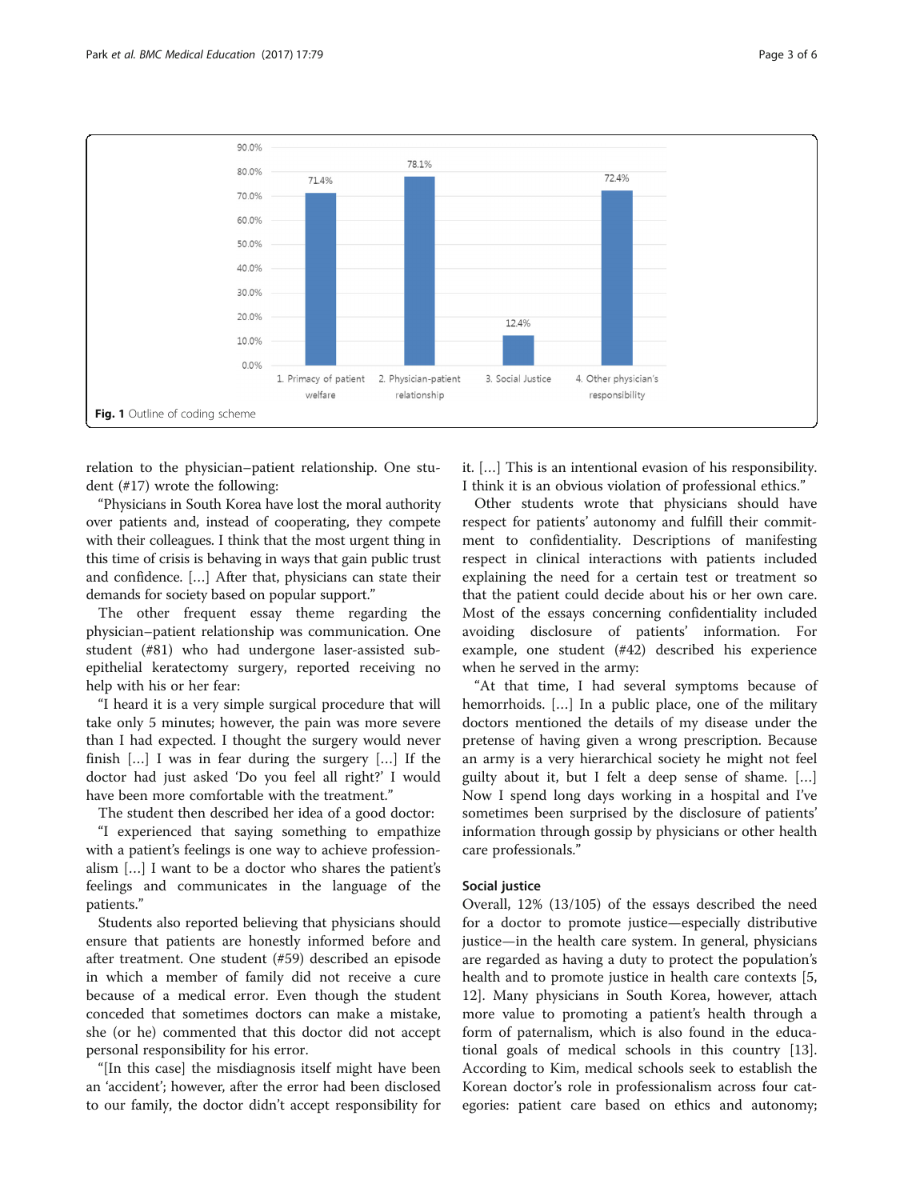90.0%
80.0%
70.0%
60.0%
50.0%
40.0%
30.0%
20.0%
10.0%
0.0%

71.4%
78.1%
12.4%
72.4%

1. Primacy of patient welfare
2. Physician-patient relationship
3. Social Justice
4. Other physician's responsibility

**Fig. 1** Outline of coding scheme

relation to the physician–patient relationship. One student (#17) wrote the following:

"Physicians in South Korea have lost the moral authority over patients and, instead of cooperating, they compete with their colleagues. I think that the most urgent thing in this time of crisis is behaving in ways that gain public trust and confidence. […] After that, physicians can state their demands for society based on popular support."

The other frequent essay theme regarding the physician–patient relationship was communication. One student (#81) who had undergone laser-assisted subepithelial keratectomy surgery, reported receiving no help with his or her fear:

"I heard it is a very simple surgical procedure that will take only 5 minutes; however, the pain was more severe than I had expected. I thought the surgery would never finish […] I was in fear during the surgery […] If the doctor had just asked 'Do you feel all right?' I would have been more comfortable with the treatment."

The student then described her idea of a good doctor:

"I experienced that saying something to empathize with a patient's feelings is one way to achieve professionalism […] I want to be a doctor who shares the patient's feelings and communicates in the language of the patients."

Students also reported believing that physicians should ensure that patients are honestly informed before and after treatment. One student (#59) described an episode in which a member of family did not receive a cure because of a medical error. Even though the student conceded that sometimes doctors can make a mistake, she (or he) commented that this doctor did not accept personal responsibility for his error.

"[In this case] the misdiagnosis itself might have been an 'accident'; however, after the error had been disclosed to our family, the doctor didn't accept responsibility for it. […] This is an intentional evasion of his responsibility. I think it is an obvious violation of professional ethics."

Other students wrote that physicians should have respect for patients' autonomy and fulfill their commitment to confidentiality. Descriptions of manifesting respect in clinical interactions with patients included explaining the need for a certain test or treatment so that the patient could decide about his or her own care. Most of the essays concerning confidentiality included avoiding disclosure of patients' information. For example, one student (#42) described his experience when he served in the army:

"At that time, I had several symptoms because of hemorrhoids. […] In a public place, one of the military doctors mentioned the details of my disease under the pretense of having given a wrong prescription. Because an army is a very hierarchical society he might not feel guilty about it, but I felt a deep sense of shame. […] Now I spend long days working in a hospital and I've sometimes been surprised by the disclosure of patients' information through gossip by physicians or other health care professionals."

### Social justice

Overall, 12% (13/105) of the essays described the need for a doctor to promote justice—especially distributive justice—in the health care system. In general, physicians are regarded as having a duty to protect the population's health and to promote justice in health care contexts [5, 12]. Many physicians in South Korea, however, attach more value to promoting a patient's health through a form of paternalism, which is also found in the educational goals of medical schools in this country [13]. According to Kim, medical schools seek to establish the Korean doctor's role in professionalism across four categories: patient care based on ethics and autonomy;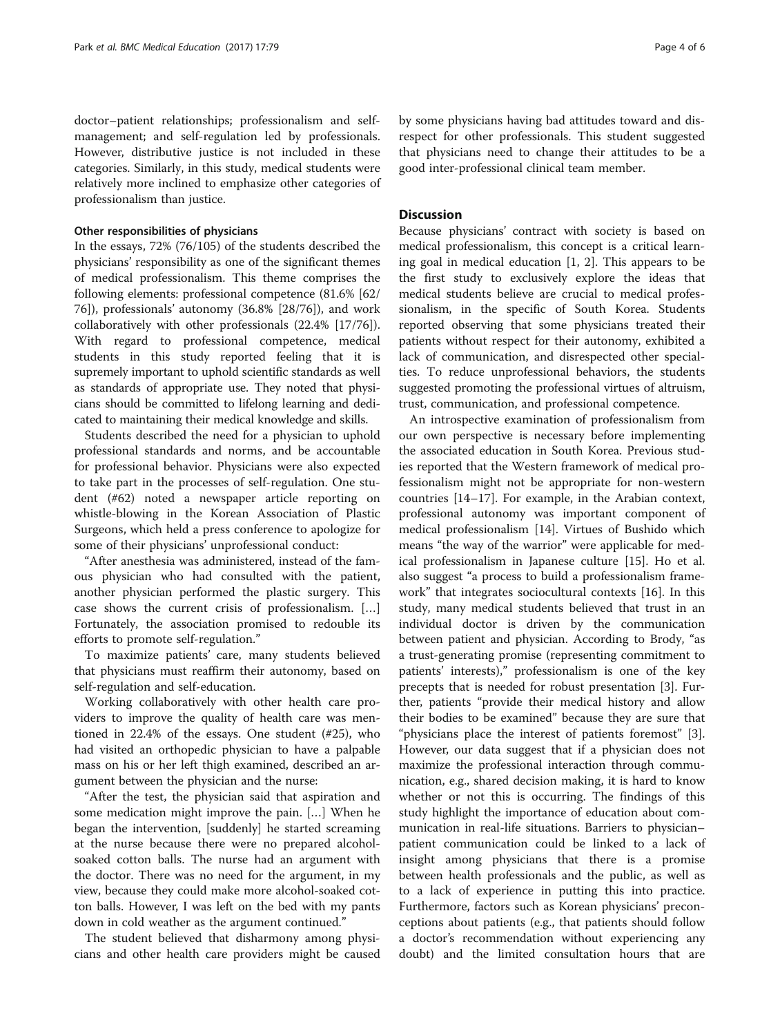doctor–patient relationships; professionalism and self-management; and self-regulation led by professionals. However, distributive justice is not included in these categories. Similarly, in this study, medical students were relatively more inclined to emphasize other categories of professionalism than justice.

#### Other responsibilities of physicians

In the essays, 72% (76/105) of the students described the physicians' responsibility as one of the significant themes of medical professionalism. This theme comprises the following elements: professional competence (81.6% [62/76]), professionals' autonomy (36.8% [28/76]), and work collaboratively with other professionals (22.4% [17/76]). With regard to professional competence, medical students in this study reported feeling that it is supremely important to uphold scientific standards as well as standards of appropriate use. They noted that physicians should be committed to lifelong learning and dedicated to maintaining their medical knowledge and skills.

Students described the need for a physician to uphold professional standards and norms, and be accountable for professional behavior. Physicians were also expected to take part in the processes of self-regulation. One student (#62) noted a newspaper article reporting on whistle-blowing in the Korean Association of Plastic Surgeons, which held a press conference to apologize for some of their physicians' unprofessional conduct:

"After anesthesia was administered, instead of the famous physician who had consulted with the patient, another physician performed the plastic surgery. This case shows the current crisis of professionalism. […] Fortunately, the association promised to redouble its efforts to promote self-regulation."

To maximize patients' care, many students believed that physicians must reaffirm their autonomy, based on self-regulation and self-education.

Working collaboratively with other health care providers to improve the quality of health care was mentioned in 22.4% of the essays. One student (#25), who had visited an orthopedic physician to have a palpable mass on his or her left thigh examined, described an argument between the physician and the nurse:

"After the test, the physician said that aspiration and some medication might improve the pain. […] When he began the intervention, [suddenly] he started screaming at the nurse because there were no prepared alcohol-soaked cotton balls. The nurse had an argument with the doctor. There was no need for the argument, in my view, because they could make more alcohol-soaked cotton balls. However, I was left on the bed with my pants down in cold weather as the argument continued."

The student believed that disharmony among physicians and other health care providers might be caused by some physicians having bad attitudes toward and disrespect for other professionals. This student suggested that physicians need to change their attitudes to be a good inter-professional clinical team member.

### Discussion

Because physicians' contract with society is based on medical professionalism, this concept is a critical learning goal in medical education [1, 2]. This appears to be the first study to exclusively explore the ideas that medical students believe are crucial to medical professionalism, in the specific of South Korea. Students reported observing that some physicians treated their patients without respect for their autonomy, exhibited a lack of communication, and disrespected other specialties. To reduce unprofessional behaviors, the students suggested promoting the professional virtues of altruism, trust, communication, and professional competence.

An introspective examination of professionalism from our own perspective is necessary before implementing the associated education in South Korea. Previous studies reported that the Western framework of medical professionalism might not be appropriate for non-western countries [14–17]. For example, in the Arabian context, professional autonomy was important component of medical professionalism [14]. Virtues of Bushido which means "the way of the warrior" were applicable for medical professionalism in Japanese culture [15]. Ho et al. also suggest "a process to build a professionalism framework" that integrates sociocultural contexts [16]. In this study, many medical students believed that trust in an individual doctor is driven by the communication between patient and physician. According to Brody, "as a trust-generating promise (representing commitment to patients' interests)," professionalism is one of the key precepts that is needed for robust presentation [3]. Further, patients "provide their medical history and allow their bodies to be examined" because they are sure that "physicians place the interest of patients foremost" [3]. However, our data suggest that if a physician does not maximize the professional interaction through communication, e.g., shared decision making, it is hard to know whether or not this is occurring. The findings of this study highlight the importance of education about communication in real-life situations. Barriers to physician–patient communication could be linked to a lack of insight among physicians that there is a promise between health professionals and the public, as well as to a lack of experience in putting this into practice. Furthermore, factors such as Korean physicians' preconceptions about patients (e.g., that patients should follow a doctor's recommendation without experiencing any doubt) and the limited consultation hours that are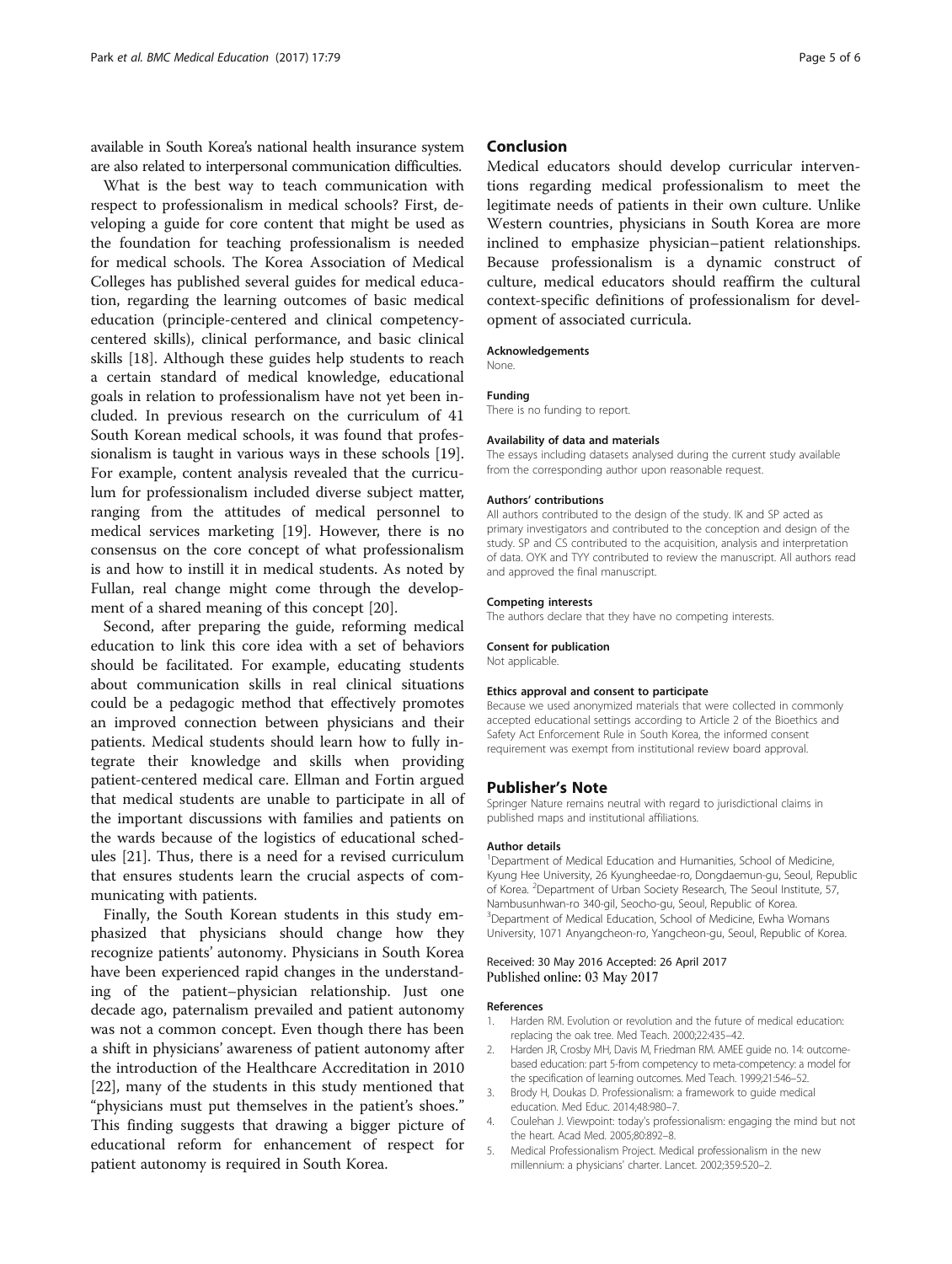available in South Korea's national health insurance system are also related to interpersonal communication difficulties.

What is the best way to teach communication with respect to professionalism in medical schools? First, developing a guide for core content that might be used as the foundation for teaching professionalism is needed for medical schools. The Korea Association of Medical Colleges has published several guides for medical education, regarding the learning outcomes of basic medical education (principle-centered and clinical competency-centered skills), clinical performance, and basic clinical skills [18]. Although these guides help students to reach a certain standard of medical knowledge, educational goals in relation to professionalism have not yet been included. In previous research on the curriculum of 41 South Korean medical schools, it was found that professionalism is taught in various ways in these schools [19]. For example, content analysis revealed that the curriculum for professionalism included diverse subject matter, ranging from the attitudes of medical personnel to medical services marketing [19]. However, there is no consensus on the core concept of what professionalism is and how to instill it in medical students. As noted by Fullan, real change might come through the development of a shared meaning of this concept [20].

Second, after preparing the guide, reforming medical education to link this core idea with a set of behaviors should be facilitated. For example, educating students about communication skills in real clinical situations could be a pedagogic method that effectively promotes an improved connection between physicians and their patients. Medical students should learn how to fully integrate their knowledge and skills when providing patient-centered medical care. Ellman and Fortin argued that medical students are unable to participate in all of the important discussions with families and patients on the wards because of the logistics of educational schedules [21]. Thus, there is a need for a revised curriculum that ensures students learn the crucial aspects of communicating with patients.

Finally, the South Korean students in this study emphasized that physicians should change how they recognize patients' autonomy. Physicians in South Korea have been experienced rapid changes in the understanding of the patient–physician relationship. Just one decade ago, paternalism prevailed and patient autonomy was not a common concept. Even though there has been a shift in physicians' awareness of patient autonomy after the introduction of the Healthcare Accreditation in 2010 [22], many of the students in this study mentioned that "physicians must put themselves in the patient's shoes." This finding suggests that drawing a bigger picture of educational reform for enhancement of respect for patient autonomy is required in South Korea.

## Conclusion

Medical educators should develop curricular interventions regarding medical professionalism to meet the legitimate needs of patients in their own culture. Unlike Western countries, physicians in South Korea are more inclined to emphasize physician–patient relationships. Because professionalism is a dynamic construct of culture, medical educators should reaffirm the cultural context-specific definitions of professionalism for development of associated curricula.

#### Acknowledgements

None.

#### Funding

There is no funding to report.

#### Availability of data and materials

The essays including datasets analysed during the current study available from the corresponding author upon reasonable request.

#### Authors' contributions

All authors contributed to the design of the study. IK and SP acted as primary investigators and contributed to the conception and design of the study. SP and CS contributed to the acquisition, analysis and interpretation of data. OYK and TYY contributed to review the manuscript. All authors read and approved the final manuscript.

#### Competing interests

The authors declare that they have no competing interests.

#### Consent for publication

Not applicable.

#### Ethics approval and consent to participate

Because we used anonymized materials that were collected in commonly accepted educational settings according to Article 2 of the Bioethics and Safety Act Enforcement Rule in South Korea, the informed consent requirement was exempt from institutional review board approval.

## Publisher's Note

Springer Nature remains neutral with regard to jurisdictional claims in published maps and institutional affiliations.

#### Author details

[1]Department of Medical Education and Humanities, School of Medicine, Kyung Hee University, 26 Kyungheedae-ro, Dongdaemun-gu, Seoul, Republic of Korea. [2]Department of Urban Society Research, The Seoul Institute, 57, Nambusunhwan-ro 340-gil, Seocho-gu, Seoul, Republic of Korea. [3]Department of Medical Education, School of Medicine, Ewha Womans University, 1071 Anyangcheon-ro, Yangcheon-gu, Seoul, Republic of Korea.

Received: 30 May 2016 Accepted: 26 April 2017
Published online: 03 May 2017

#### References

1. Harden RM. Evolution or revolution and the future of medical education: replacing the oak tree. Med Teach. 2000;22:435–42.
2. Harden JR, Crosby MH, Davis M, Friedman RM. AMEE guide no. 14: outcome-based education: part 5-from competency to meta-competency: a model for the specification of learning outcomes. Med Teach. 1999;21:546–52.
3. Brody H, Doukas D. Professionalism: a framework to guide medical education. Med Educ. 2014;48:980–7.
4. Coulehan J. Viewpoint: today's professionalism: engaging the mind but not the heart. Acad Med. 2005;80:892–8.
5. Medical Professionalism Project. Medical professionalism in the new millennium: a physicians' charter. Lancet. 2002;359:520–2.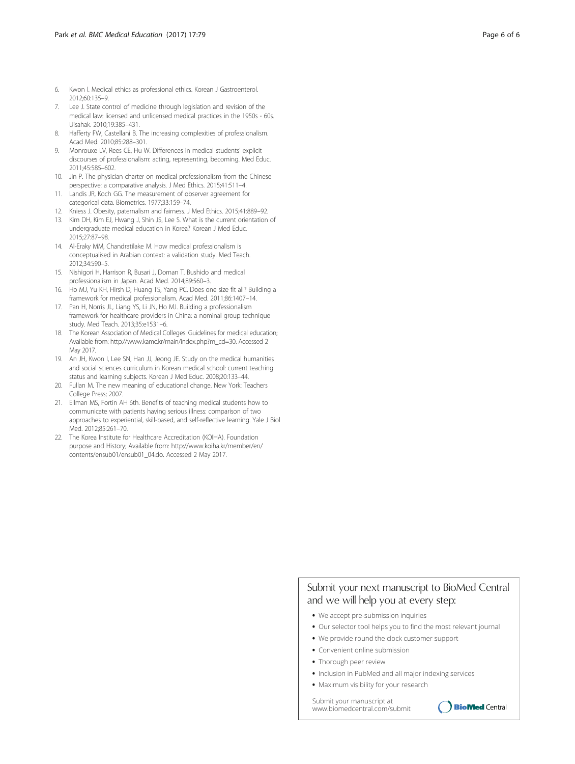6. Kwon I. Medical ethics as professional ethics. Korean J Gastroenterol. 2012;60:135–9.
7. Lee J. State control of medicine through legislation and revision of the medical law: licensed and unlicensed medical practices in the 1950s - 60s. Uisahak. 2010;19:385–431.
8. Hafferty FW, Castellani B. The increasing complexities of professionalism. Acad Med. 2010;85:288–301.
9. Monrouxe LV, Rees CE, Hu W. Differences in medical students' explicit discourses of professionalism: acting, representing, becoming. Med Educ. 2011;45:585–602.
10. Jin P. The physician charter on medical professionalism from the Chinese perspective: a comparative analysis. J Med Ethics. 2015;41:511–4.
11. Landis JR, Koch GG. The measurement of observer agreement for categorical data. Biometrics. 1977;33:159–74.
12. Kniess J. Obesity, paternalism and fairness. J Med Ethics. 2015;41:889–92.
13. Kim DH, Kim EJ, Hwang J, Shin JS, Lee S. What is the current orientation of undergraduate medical education in Korea? Korean J Med Educ. 2015;27:87–98.
14. Al-Eraky MM, Chandratilake M. How medical professionalism is conceptualised in Arabian context: a validation study. Med Teach. 2012;34:S90–5.
15. Nishigori H, Harrison R, Busari J, Dornan T. Bushido and medical professionalism in Japan. Acad Med. 2014;89:560–3.
16. Ho MJ, Yu KH, Hirsh D, Huang TS, Yang PC. Does one size fit all? Building a framework for medical professionalism. Acad Med. 2011;86:1407–14.
17. Pan H, Norris JL, Liang YS, Li JN, Ho MJ. Building a professionalism framework for healthcare providers in China: a nominal group technique study. Med Teach. 2013;35:e1531–6.
18. The Korean Association of Medical Colleges. Guidelines for medical education; Available from: http://www.kamc.kr/main/index.php?m_cd=30. Accessed 2 May 2017.
19. An JH, Kwon I, Lee SN, Han JJ, Jeong JE. Study on the medical humanities and social sciences curriculum in Korean medical school: current teaching status and learning subjects. Korean J Med Educ. 2008;20:133–44.
20. Fullan M. The new meaning of educational change. New York: Teachers College Press; 2007.
21. Ellman MS, Fortin AH 6th. Benefits of teaching medical students how to communicate with patients having serious illness: comparison of two approaches to experiential, skill-based, and self-reflective learning. Yale J Biol Med. 2012;85:261–70.
22. The Korea Institute for Healthcare Accreditation (KOIHA). Foundation purpose and History; Available from: http://www.koiha.kr/member/en/contents/ensub01/ensub01_04.do. Accessed 2 May 2017.

Submit your next manuscript to BioMed Central and we will help you at every step:

- We accept pre-submission inquiries
- Our selector tool helps you to find the most relevant journal
- We provide round the clock customer support
- Convenient online submission
- Thorough peer review
- Inclusion in PubMed and all major indexing services
- Maximum visibility for your research

Submit your manuscript at
www.biomedcentral.com/submit

BioMed Central